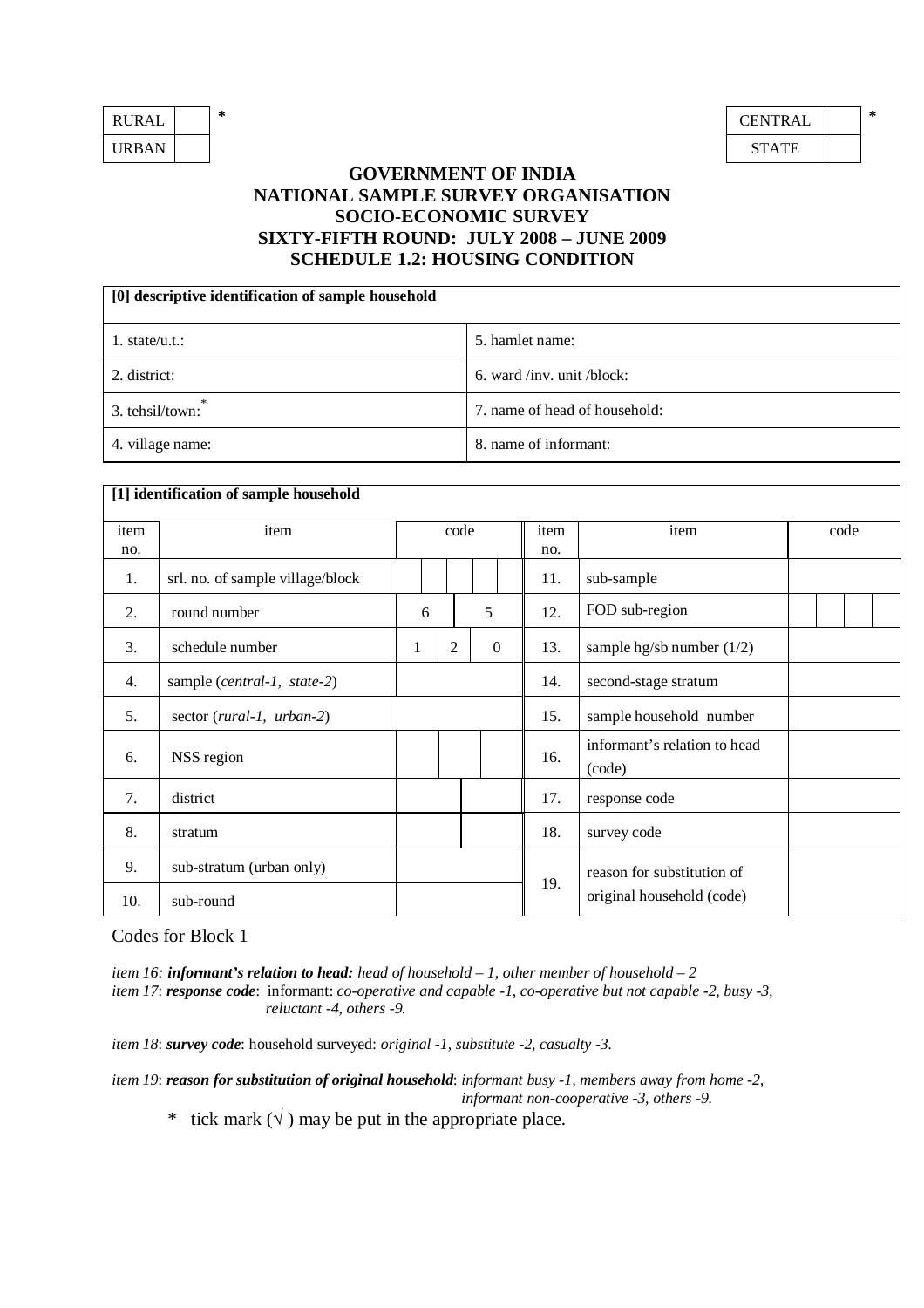| RURAL | | * |
|---|---|---|
| URBAN | | |

| CENTRAL | | * |
|---|---|---|
| STATE | | |

# GOVERNMENT OF INDIA
# NATIONAL SAMPLE SURVEY ORGANISATION
# SOCIO-ECONOMIC SURVEY
# SIXTY-FIFTH ROUND: JULY 2008 – JUNE 2009
# SCHEDULE 1.2: HOUSING CONDITION

| [0] descriptive identification of sample household | |
|---|---|
| 1. state/u.t.: | 5. hamlet name: |
| 2. district: | 6. ward /inv. unit /block: |
| 3. tehsil/town:* | 7. name of head of household: |
| 4. village name: | 8. name of informant: |

**[1] identification of sample household**

| item no. | item | code | item no. | item | code |
|---|---|---|---|---|---|
| 1. | srl. no. of sample village/block | | 11. | sub-sample | |
| 2. | round number | 6 5 | 12. | FOD sub-region | |
| 3. | schedule number | 1 2 0 | 13. | sample hg/sb number (1/2) | |
| 4. | sample (*central-1, state-2*) | | 14. | second-stage stratum | |
| 5. | sector (*rural-1, urban-2*) | | 15. | sample household number | |
| 6. | NSS region | | 16. | informant's relation to head (code) | |
| 7. | district | | 17. | response code | |
| 8. | stratum | | 18. | survey code | |
| 9. | sub-stratum (urban only) | | 19. | reason for substitution of original household (code) | |
| 10. | sub-round | | | | |

Codes for Block 1

*item 16:* ***informant's relation to head:*** *head of household – 1, other member of household – 2*
*item 17*: ***response code***: informant: *co-operative and capable -1, co-operative but not capable -2, busy -3, reluctant -4, others -9.*

*item 18*: ***survey code***: household surveyed: *original -1, substitute -2, casualty -3.*

*item 19*: ***reason for substitution of original household***: *informant busy -1, members away from home -2, informant non-cooperative -3, others -9.*

\* tick mark (√ ) may be put in the appropriate place.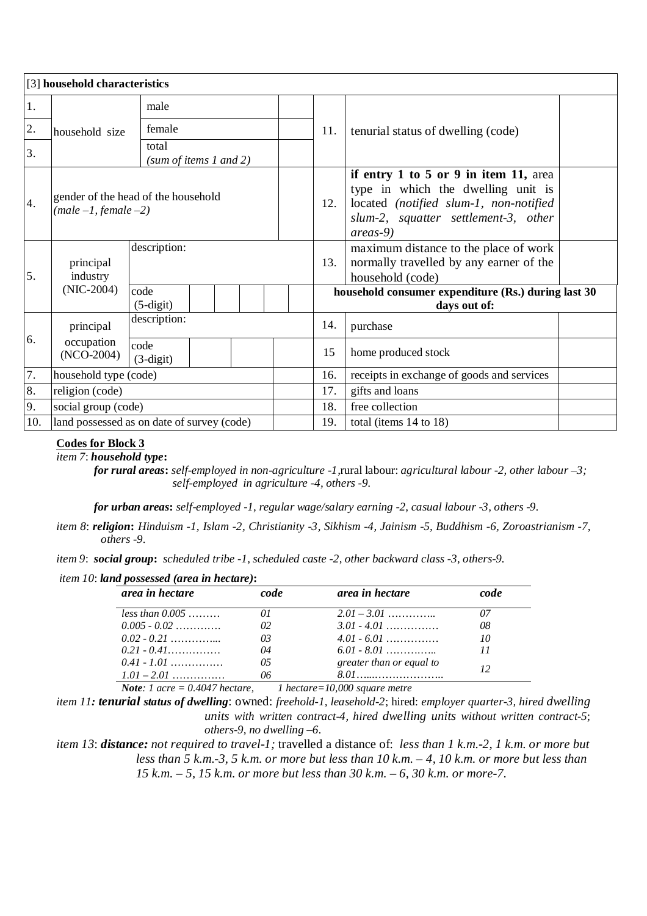**[3] household characteristics**

| | | | | | | |
|---|---|---|---|---|---|---|
| 1. | household size | male | | 11. | tenurial status of dwelling (code) | |
| 2. | | female | | | | |
| 3. | | total *(sum of items 1 and 2)* | | | | |
| 4. | gender of the head of the household *(male –1, female –2)* | | | 12. | **if entry 1 to 5 or 9 in item 11,** area type in which the dwelling unit is located *(notified slum-1, non-notified slum-2, squatter settlement-3, other areas-9)* | |
| 5. | principal industry (NIC-2004) | description: | | 13. | maximum distance to the place of work normally travelled by any earner of the household (code) | |
| | | code (5-digit) | | **household consumer expenditure (Rs.) during last 30 days out of:** | | |
| 6. | principal occupation (NCO-2004) | description: | | 14. | purchase | |
| | | code (3-digit) | | 15 | home produced stock | |
| 7. | household type (code) | | | 16. | receipts in exchange of goods and services | |
| 8. | religion (code) | | | 17. | gifts and loans | |
| 9. | social group (code) | | | 18. | free collection | |
| 10. | land possessed as on date of survey (code) | | | 19. | total (items 14 to 18) | |

**Codes for Block 3**

*item 7*: ***household type*:**

***for rural areas*:** *self-employed in non-agriculture -1,* rural labour: *agricultural labour -2, other labour –3; self-employed in agriculture -4, others -9.*

***for urban areas*:** *self-employed -1, regular wage/salary earning -2, casual labour -3, others -9.*

*item 8*: ***religion*:** *Hinduism -1, Islam -2, Christianity -3, Sikhism -4, Jainism -5, Buddhism -6, Zoroastrianism -7, others -9.*

*item 9*: ***social group*:** *scheduled tribe -1, scheduled caste -2, other backward class -3, others-9.*

*item 10*: ***land possessed (area in hectare)*:**

| *area in hectare* | *code* | *area in hectare* | *code* |
|---|---|---|---|
| *less than 0.005 ………* | *01* | *2.01 – 3.01 …………..* | *07* |
| *0.005 - 0.02 ………….* | *02* | *3.01 - 4.01 ……………* | *08* |
| *0.02 - 0.21 …………...* | *03* | *4.01 - 6.01 ……………* | *10* |
| *0.21 - 0.41……………* | *04* | *6.01 - 8.01 ………..…..* | *11* |
| *0.41 - 1.01 ……………* | *05* | *greater than or equal to 8.01…...………………..* | *12* |
| *1.01 – 2.01 ……………* | *06* | | |

***Note***: *1 acre = 0.4047 hectare, 1 hectare=10,000 square metre*

*item 11**: tenurial status of dwelling***: owned: *freehold-1, leasehold-2*; hired: *employer quarter-3, hired dwelling units with written contract-4, hired dwelling units without written contract-5*; *others-9, no dwelling –6.*

*item 13*: ***distance:*** *not required to travel-1;* travelled a distance of: *less than 1 k.m.-2, 1 k.m. or more but less than 5 k.m.-3, 5 k.m. or more but less than 10 k.m. – 4, 10 k.m. or more but less than 15 k.m. – 5, 15 k.m. or more but less than 30 k.m. – 6, 30 k.m. or more-7.*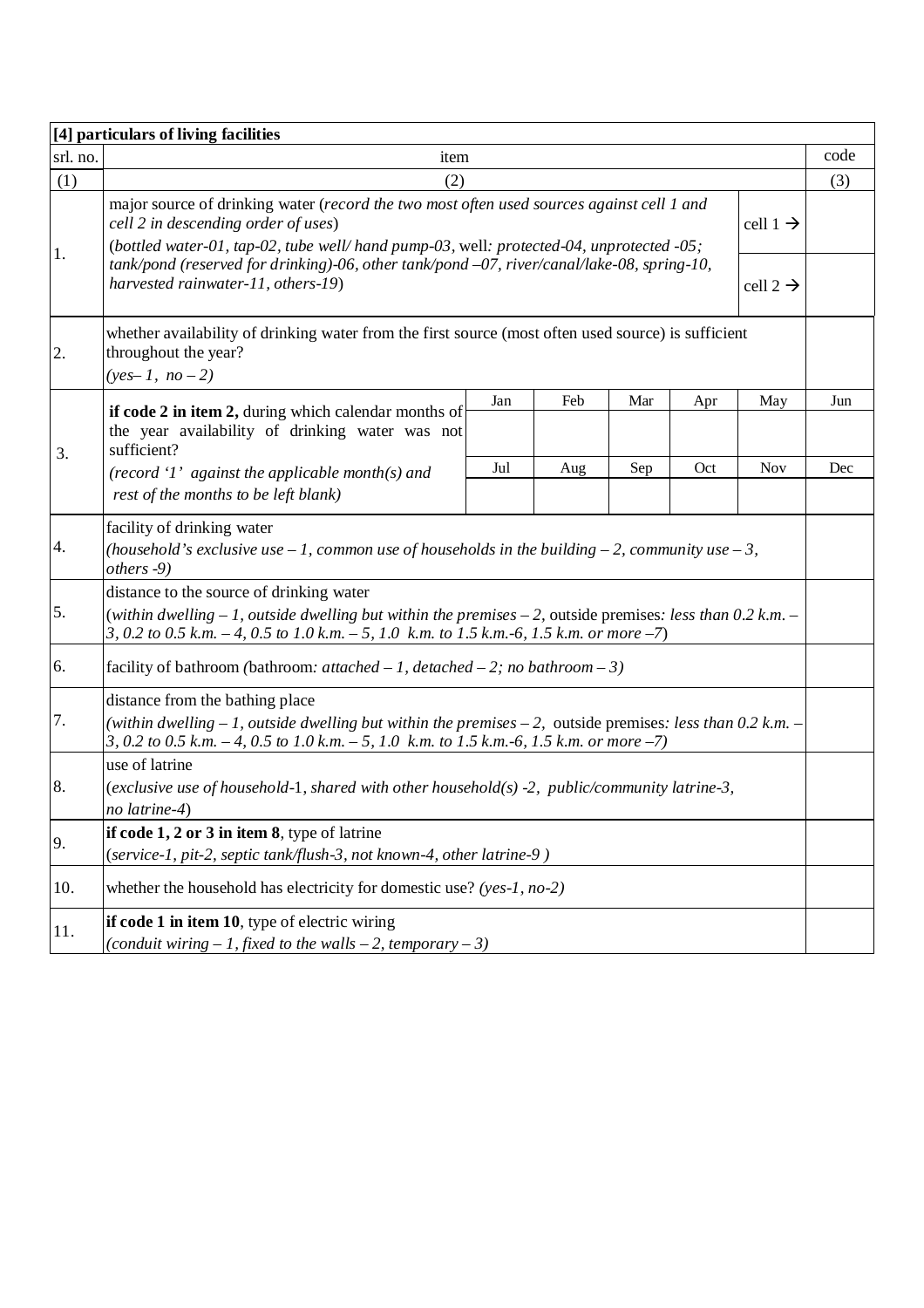**[4] particulars of living facilities**

| srl. no. | item | | | | | | | code |
|---|---|---|---|---|---|---|---|---|
| (1) | (2) | | | | | | | (3) |
| 1. | major source of drinking water (*record the two most often used sources against cell 1 and cell 2 in descending order of uses*) (*bottled water-01, tap-02, tube well/ hand pump-03*, well*: protected-04, unprotected -05; tank/pond (reserved for drinking)-06, other tank/pond –07, river/canal/lake-08, spring-10, harvested rainwater-11, others-19*) | | | | | | cell 1 → | |
| | | | | | | | cell 2 → | |
| 2. | whether availability of drinking water from the first source (most often used source) is sufficient throughout the year? *(yes– 1, no – 2)* | | | | | | | |
| 3. | **if code 2 in item 2,** during which calendar months of the year availability of drinking water was not sufficient? *(record '1' against the applicable month(s) and rest of the months to be left blank)* | Jan | Feb | Mar | Apr | May | | Jun |
| | | | | | | | | |
| | | Jul | Aug | Sep | Oct | Nov | | Dec |
| | | | | | | | | |
| 4. | facility of drinking water *(household's exclusive use – 1, common use of households in the building – 2, community use – 3, others -9)* | | | | | | | |
| 5. | distance to the source of drinking water (*within dwelling – 1, outside dwelling but within the premises – 2,* outside premises*: less than 0.2 k.m. – 3, 0.2 to 0.5 k.m. – 4, 0.5 to 1.0 k.m. – 5, 1.0 k.m. to 1.5 k.m.-6, 1.5 k.m. or more –7*) | | | | | | | |
| 6. | facility of bathroom *(*bathroom*: attached – 1, detached – 2; no bathroom – 3)* | | | | | | | |
| 7. | distance from the bathing place *(within dwelling – 1, outside dwelling but within the premises – 2,* outside premises*: less than 0.2 k.m. – 3, 0.2 to 0.5 k.m. – 4, 0.5 to 1.0 k.m. – 5, 1.0 k.m. to 1.5 k.m.-6, 1.5 k.m. or more –7)* | | | | | | | |
| 8. | use of latrine (*exclusive use of household*-1*, shared with other household(s) -2, public/community latrine-3, no latrine-4*) | | | | | | | |
| 9. | **if code 1, 2 or 3 in item 8**, type of latrine (*service-1, pit-2, septic tank/flush-3, not known-4, other latrine-9* ) | | | | | | | |
| 10. | whether the household has electricity for domestic use? *(yes-1, no-2)* | | | | | | | |
| 11. | **if code 1 in item 10**, type of electric wiring *(conduit wiring – 1, fixed to the walls – 2, temporary – 3)* | | | | | | | |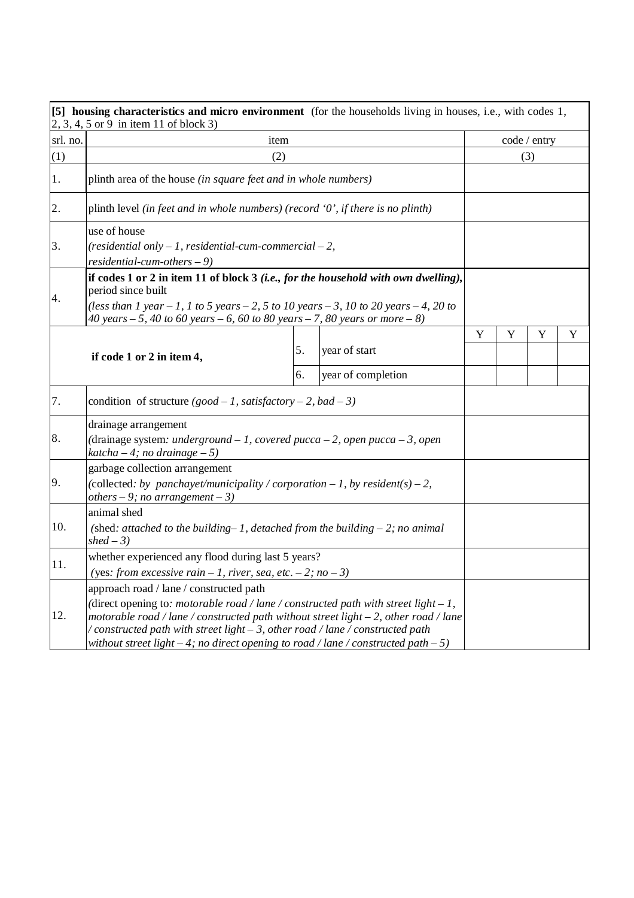| **[5] housing characteristics and micro environment** (for the households living in houses, i.e., with codes 1, 2, 3, 4, 5 or 9 in item 11 of block 3) | | | | | | | |
|---|---|---|---|---|---|---|---|
| srl. no. | item | | | code / entry | | | |
| (1) | (2) | | | (3) | | | |
| 1. | plinth area of the house *(in square feet and in whole numbers)* | | | | | | |
| 2. | plinth level *(in feet and in whole numbers) (record '0', if there is no plinth)* | | | | | | |
| 3. | use of house *(residential only – 1, residential-cum-commercial – 2, residential-cum-others – 9)* | | | | | | |
| 4. | **if codes 1 or 2 in item 11 of block 3** ***(i.e., for the household with own dwelling),*** period since built *(less than 1 year – 1, 1 to 5 years – 2, 5 to 10 years – 3, 10 to 20 years – 4, 20 to 40 years – 5, 40 to 60 years – 6, 60 to 80 years – 7, 80 years or more – 8)* | | | | | | |
| | | | | Y | Y | Y | Y |
| | **if code 1 or 2 in item 4,** | 5. | year of start | | | | |
| | | 6. | year of completion | | | | |
| 7. | condition of structure *(good – 1, satisfactory – 2, bad – 3)* | | | | | | |
| 8. | drainage arrangement (drainage system*: underground – 1, covered pucca – 2, open pucca – 3, open katcha – 4; no drainage – 5)* | | | | | | |
| 9. | garbage collection arrangement (collected*: by panchayet/municipality / corporation – 1, by resident(s) – 2, others – 9; no arrangement – 3)* | | | | | | |
| 10. | animal shed (shed*: attached to the building– 1, detached from the building – 2; no animal shed – 3)* | | | | | | |
| 11. | whether experienced any flood during last 5 years? (yes*: from excessive rain – 1, river, sea, etc. – 2; no – 3)* | | | | | | |
| 12. | approach road / lane / constructed path (direct opening to*: motorable road / lane / constructed path with street light – 1, motorable road / lane / constructed path without street light – 2, other road / lane / constructed path with street light – 3, other road / lane / constructed path without street light – 4; no direct opening to road / lane / constructed path – 5)* | | | | | | |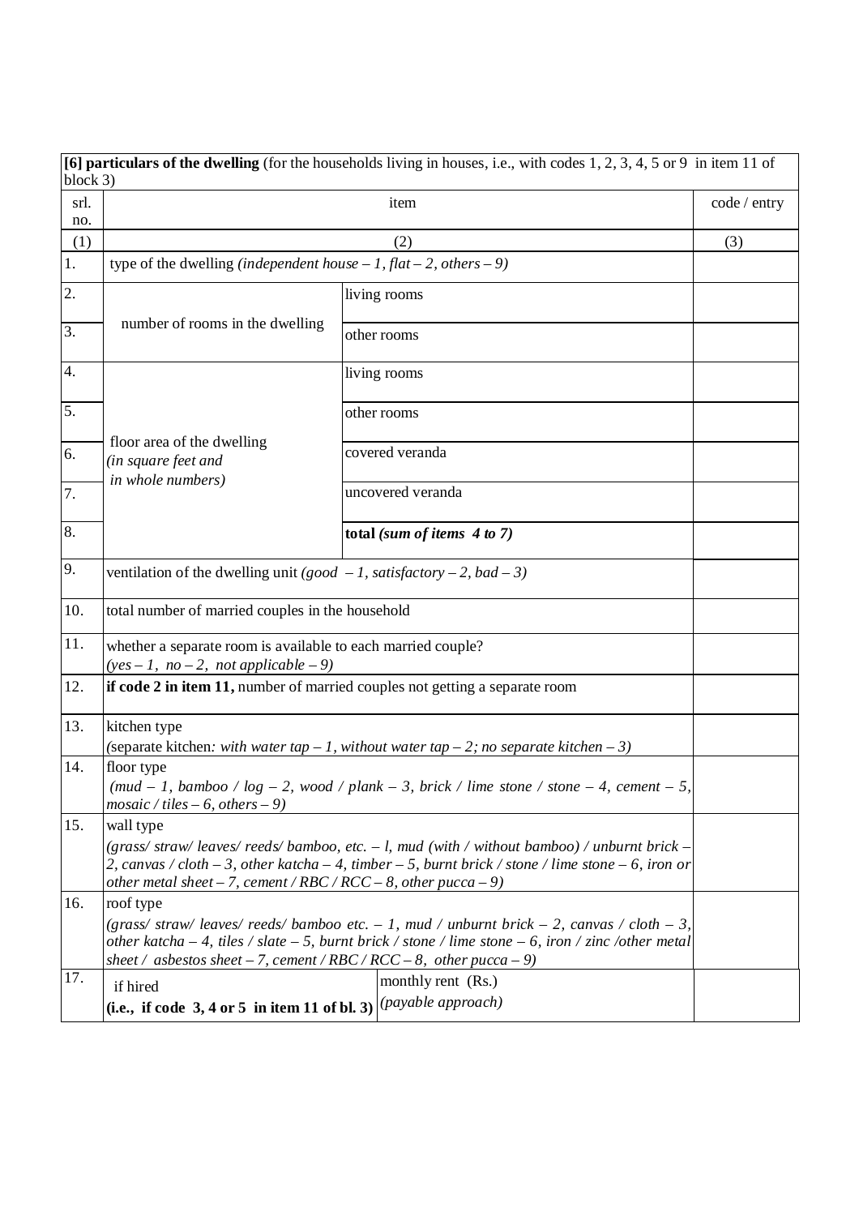**[6] particulars of the dwelling** (for the households living in houses, i.e., with codes 1, 2, 3, 4, 5 or 9 in item 11 of block 3)

| srl. no. | item | | code / entry |
|---|---|---|---|
| (1) | (2) | | (3) |
| 1. | type of the dwelling *(independent house – 1, flat – 2, others – 9)* | | |
| 2. | number of rooms in the dwelling | living rooms | |
| 3. | | other rooms | |
| 4. | floor area of the dwelling *(in square feet and in whole numbers)* | living rooms | |
| 5. | | other rooms | |
| 6. | | covered veranda | |
| 7. | | uncovered veranda | |
| 8. | | **total** ***(sum of items 4 to 7)*** | |
| 9. | ventilation of the dwelling unit *(good – 1, satisfactory – 2, bad – 3)* | | |
| 10. | total number of married couples in the household | | |
| 11. | whether a separate room is available to each married couple? *(yes – 1, no – 2, not applicable – 9)* | | |
| 12. | **if code 2 in item 11,** number of married couples not getting a separate room | | |
| 13. | kitchen type (separate kitchen*: with water tap – 1, without water tap – 2; no separate kitchen – 3)* | | |
| 14. | floor type *(mud – 1, bamboo / log – 2, wood / plank – 3, brick / lime stone / stone – 4, cement – 5, mosaic / tiles – 6, others – 9)* | | |
| 15. | wall type *(grass/ straw/ leaves/ reeds/ bamboo, etc. – l, mud (with / without bamboo) / unburnt brick – 2, canvas / cloth – 3, other katcha – 4, timber – 5, burnt brick / stone / lime stone – 6, iron or other metal sheet – 7, cement / RBC / RCC – 8, other pucca – 9)* | | |
| 16. | roof type *(grass/ straw/ leaves/ reeds/ bamboo etc. – 1, mud / unburnt brick – 2, canvas / cloth – 3, other katcha – 4, tiles / slate – 5, burnt brick / stone / lime stone – 6, iron / zinc /other metal sheet / asbestos sheet – 7, cement / RBC / RCC – 8, other pucca – 9)* | | |
| 17. | if hired **(i.e., if code 3, 4 or 5 in item 11 of bl. 3)** | monthly rent (Rs.) *(payable approach)* | |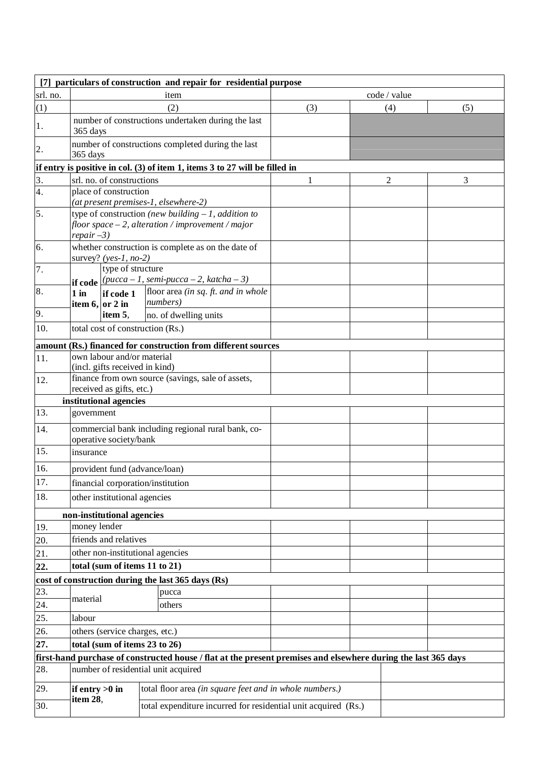| [7] particulars of construction and repair for residential purpose | | | | |
|---|---|---|---|---|
| srl. no. | item | code / value | | |
| (1) | (2) | (3) | (4) | (5) |
| 1. | number of constructions undertaken during the last 365 days | | | |
| 2. | number of constructions completed during the last 365 days | | | |
| **if entry is positive in col. (3) of item 1, items 3 to 27 will be filled in** | | | | |
| 3. | srl. no. of constructions | 1 | 2 | 3 |
| 4. | place of construction *(at present premises-1, elsewhere-2)* | | | |
| 5. | type of construction *(new building – 1, addition to floor space – 2, alteration / improvement / major repair –3)* | | | |
| 6. | whether construction is complete as on the date of survey? *(yes-1, no-2)* | | | |
| 7. | **if code 1 in item 6,** type of structure *(pucca – 1, semi-pucca – 2, katcha – 3)* | | | |
| 8. | **if code 1 in item 6, if code 1 or 2 in item 5,** floor area *(in sq. ft. and in whole numbers)* | | | |
| 9. | **if code 1 in item 6, if code 1 or 2 in item 5,** no. of dwelling units | | | |
| 10. | total cost of construction (Rs.) | | | |
| **amount (Rs.) financed for construction from different sources** | | | | |
| 11. | own labour and/or material (incl. gifts received in kind) | | | |
| 12. | finance from own source (savings, sale of assets, received as gifts, etc.) | | | |
| | **institutional agencies** | | | |
| 13. | government | | | |
| 14. | commercial bank including regional rural bank, co-operative society/bank | | | |
| 15. | insurance | | | |
| 16. | provident fund (advance/loan) | | | |
| 17. | financial corporation/institution | | | |
| 18. | other institutional agencies | | | |
| | **non-institutional agencies** | | | |
| 19. | money lender | | | |
| 20. | friends and relatives | | | |
| 21. | other non-institutional agencies | | | |
| **22.** | **total (sum of items 11 to 21)** | | | |
| **cost of construction during the last 365 days (Rs)** | | | | |
| 23. | material – pucca | | | |
| 24. | material – others | | | |
| 25. | labour | | | |
| 26. | others (service charges, etc.) | | | |
| **27.** | **total (sum of items 23 to 26)** | | | |
| **first-hand purchase of constructed house / flat at the present premises and elsewhere during the last 365 days** | | | | |
| 28. | number of residential unit acquired | | | |
| 29. | **if entry >0 in item 28,** total floor area *(in square feet and in whole numbers.)* | | | |
| 30. | **if entry >0 in item 28,** total expenditure incurred for residential unit acquired (Rs.) | | | |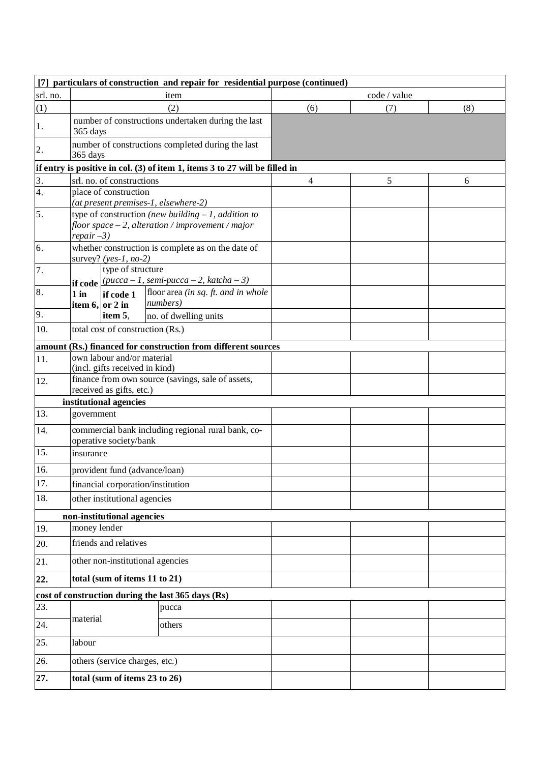| [7] particulars of construction and repair for residential purpose (continued) | | | | |
|---|---|---|---|---|
| srl. no. | item | code / value | | |
| (1) | (2) | (6) | (7) | (8) |
| 1. | number of constructions undertaken during the last 365 days | | | |
| 2. | number of constructions completed during the last 365 days | | | |
| **if entry is positive in col. (3) of item 1, items 3 to 27 will be filled in** | | | | |
| 3. | srl. no. of constructions | 4 | 5 | 6 |
| 4. | place of construction *(at present premises-1, elsewhere-2)* | | | |
| 5. | type of construction *(new building – 1, addition to floor space – 2, alteration / improvement / major repair –3)* | | | |
| 6. | whether construction is complete as on the date of survey? *(yes-1, no-2)* | | | |
| 7. | **if code 1 in item 6,** type of structure *(pucca – 1, semi-pucca – 2, katcha – 3)* | | | |
| 8. | **if code 1 in item 6, if code 1 or 2 in item 5,** floor area *(in sq. ft. and in whole numbers)* | | | |
| 9. | **if code 1 in item 6, if code 1 or 2 in item 5,** no. of dwelling units | | | |
| 10. | total cost of construction (Rs.) | | | |
| **amount (Rs.) financed for construction from different sources** | | | | |
| 11. | own labour and/or material (incl. gifts received in kind) | | | |
| 12. | finance from own source (savings, sale of assets, received as gifts, etc.) | | | |
| | **institutional agencies** | | | |
| 13. | government | | | |
| 14. | commercial bank including regional rural bank, co-operative society/bank | | | |
| 15. | insurance | | | |
| 16. | provident fund (advance/loan) | | | |
| 17. | financial corporation/institution | | | |
| 18. | other institutional agencies | | | |
| | **non-institutional agencies** | | | |
| 19. | money lender | | | |
| 20. | friends and relatives | | | |
| 21. | other non-institutional agencies | | | |
| **22.** | **total (sum of items 11 to 21)** | | | |
| **cost of construction during the last 365 days (Rs)** | | | | |
| 23. | material: pucca | | | |
| 24. | material: others | | | |
| 25. | labour | | | |
| 26. | others (service charges, etc.) | | | |
| **27.** | **total (sum of items 23 to 26)** | | | |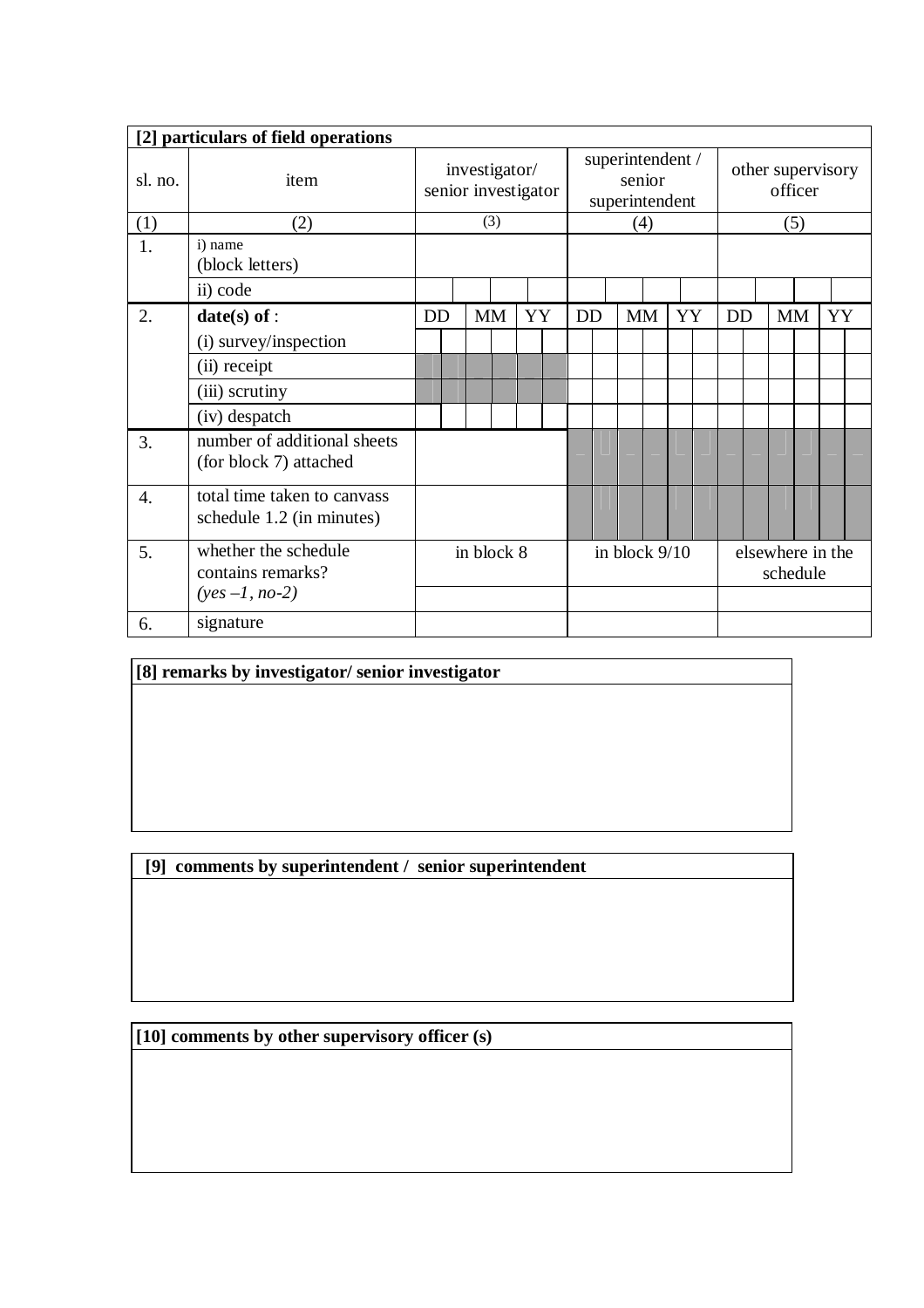**[2] particulars of field operations**

| sl. no. | item | investigator/ senior investigator | superintendent / senior superintendent | other supervisory officer |
|---|---|---|---|---|
| (1) | (2) | (3) | (4) | (5) |
| 1. | i) name (block letters) | | | |
| | ii) code | | | |
| 2. | **date(s) of** : | DD MM YY | DD MM YY | DD MM YY |
| | (i) survey/inspection | | | |
| | (ii) receipt | | | |
| | (iii) scrutiny | | | |
| | (iv) despatch | | | |
| 3. | number of additional sheets (for block 7) attached | | | |
| 4. | total time taken to canvass schedule 1.2 (in minutes) | | | |
| 5. | whether the schedule contains remarks? *(yes –1, no-2)* | in block 8 | in block 9/10 | elsewhere in the schedule |
| | | | | |
| 6. | signature | | | |

**[8] remarks by investigator/ senior investigator**

**[9] comments by superintendent / senior superintendent**

**[10] comments by other supervisory officer (s)**